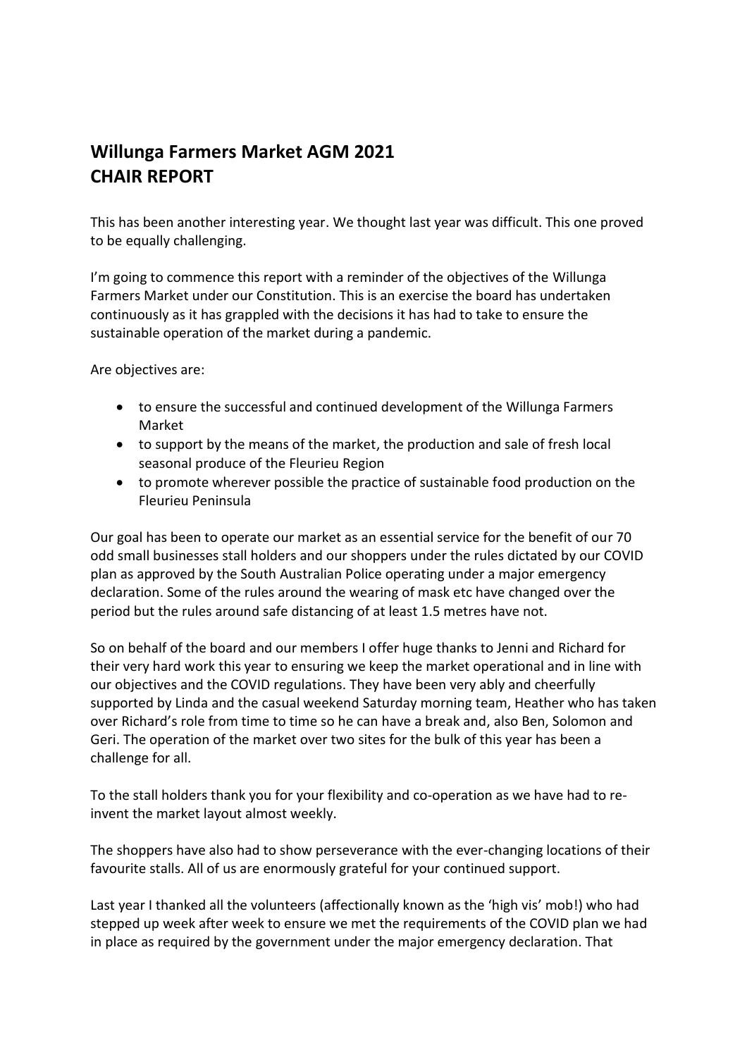# Willunga Farmers Market AGM 2021
# CHAIR REPORT

This has been another interesting year. We thought last year was difficult. This one proved to be equally challenging.

I'm going to commence this report with a reminder of the objectives of the Willunga Farmers Market under our Constitution. This is an exercise the board has undertaken continuously as it has grappled with the decisions it has had to take to ensure the sustainable operation of the market during a pandemic.

Are objectives are:

- to ensure the successful and continued development of the Willunga Farmers Market
- to support by the means of the market, the production and sale of fresh local seasonal produce of the Fleurieu Region
- to promote wherever possible the practice of sustainable food production on the Fleurieu Peninsula

Our goal has been to operate our market as an essential service for the benefit of our 70 odd small businesses stall holders and our shoppers under the rules dictated by our COVID plan as approved by the South Australian Police operating under a major emergency declaration. Some of the rules around the wearing of mask etc have changed over the period but the rules around safe distancing of at least 1.5 metres have not.

So on behalf of the board and our members I offer huge thanks to Jenni and Richard for their very hard work this year to ensuring we keep the market operational and in line with our objectives and the COVID regulations. They have been very ably and cheerfully supported by Linda and the casual weekend Saturday morning team, Heather who has taken over Richard's role from time to time so he can have a break and, also Ben, Solomon and Geri. The operation of the market over two sites for the bulk of this year has been a challenge for all.

To the stall holders thank you for your flexibility and co-operation as we have had to re-invent the market layout almost weekly.

The shoppers have also had to show perseverance with the ever-changing locations of their favourite stalls. All of us are enormously grateful for your continued support.

Last year I thanked all the volunteers (affectionally known as the 'high vis' mob!) who had stepped up week after week to ensure we met the requirements of the COVID plan we had in place as required by the government under the major emergency declaration. That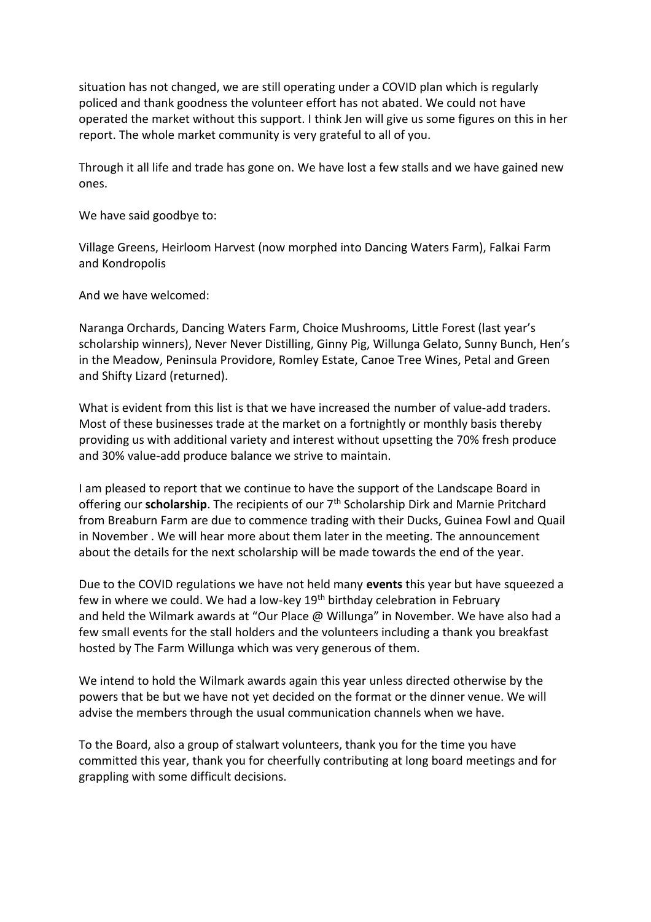situation has not changed, we are still operating under a COVID plan which is regularly policed and thank goodness the volunteer effort has not abated. We could not have operated the market without this support. I think Jen will give us some figures on this in her report. The whole market community is very grateful to all of you.

Through it all life and trade has gone on. We have lost a few stalls and we have gained new ones.

We have said goodbye to:

Village Greens, Heirloom Harvest (now morphed into Dancing Waters Farm), Falkai Farm and Kondropolis

And we have welcomed:

Naranga Orchards, Dancing Waters Farm, Choice Mushrooms, Little Forest (last year's scholarship winners), Never Never Distilling, Ginny Pig, Willunga Gelato, Sunny Bunch, Hen's in the Meadow, Peninsula Providore, Romley Estate, Canoe Tree Wines, Petal and Green and Shifty Lizard (returned).

What is evident from this list is that we have increased the number of value-add traders. Most of these businesses trade at the market on a fortnightly or monthly basis thereby providing us with additional variety and interest without upsetting the 70% fresh produce and 30% value-add produce balance we strive to maintain.

I am pleased to report that we continue to have the support of the Landscape Board in offering our **scholarship**. The recipients of our 7th Scholarship Dirk and Marnie Pritchard from Breaburn Farm are due to commence trading with their Ducks, Guinea Fowl and Quail in November . We will hear more about them later in the meeting. The announcement about the details for the next scholarship will be made towards the end of the year.

Due to the COVID regulations we have not held many **events** this year but have squeezed a few in where we could. We had a low-key 19th birthday celebration in February and held the Wilmark awards at "Our Place @ Willunga" in November. We have also had a few small events for the stall holders and the volunteers including a thank you breakfast hosted by The Farm Willunga which was very generous of them.

We intend to hold the Wilmark awards again this year unless directed otherwise by the powers that be but we have not yet decided on the format or the dinner venue. We will advise the members through the usual communication channels when we have.

To the Board, also a group of stalwart volunteers, thank you for the time you have committed this year, thank you for cheerfully contributing at long board meetings and for grappling with some difficult decisions.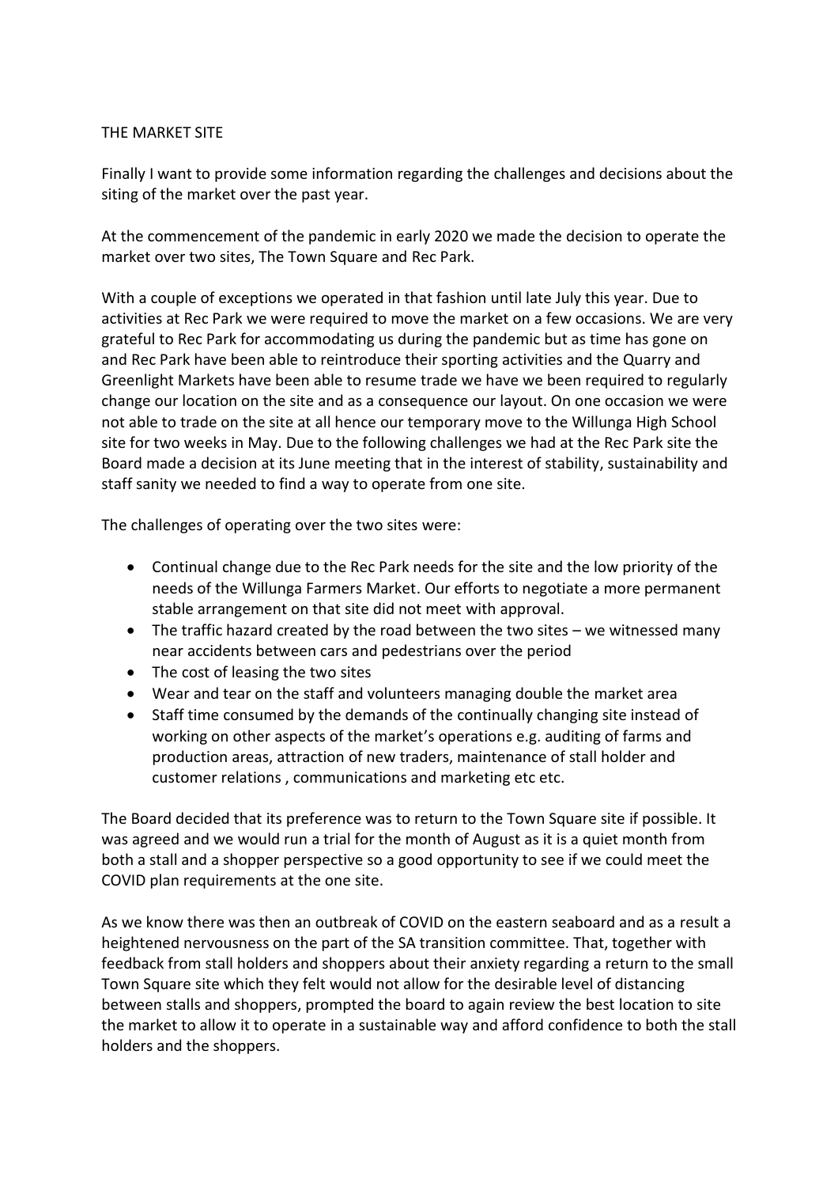## THE MARKET SITE

Finally I want to provide some information regarding the challenges and decisions about the siting of the market over the past year.

At the commencement of the pandemic in early 2020 we made the decision to operate the market over two sites, The Town Square and Rec Park.

With a couple of exceptions we operated in that fashion until late July this year. Due to activities at Rec Park we were required to move the market on a few occasions. We are very grateful to Rec Park for accommodating us during the pandemic but as time has gone on and Rec Park have been able to reintroduce their sporting activities and the Quarry and Greenlight Markets have been able to resume trade we have we been required to regularly change our location on the site and as a consequence our layout. On one occasion we were not able to trade on the site at all hence our temporary move to the Willunga High School site for two weeks in May. Due to the following challenges we had at the Rec Park site the Board made a decision at its June meeting that in the interest of stability, sustainability and staff sanity we needed to find a way to operate from one site.

The challenges of operating over the two sites were:

- Continual change due to the Rec Park needs for the site and the low priority of the needs of the Willunga Farmers Market. Our efforts to negotiate a more permanent stable arrangement on that site did not meet with approval.
- The traffic hazard created by the road between the two sites – we witnessed many near accidents between cars and pedestrians over the period
- The cost of leasing the two sites
- Wear and tear on the staff and volunteers managing double the market area
- Staff time consumed by the demands of the continually changing site instead of working on other aspects of the market's operations e.g. auditing of farms and production areas, attraction of new traders, maintenance of stall holder and customer relations , communications and marketing etc etc.

The Board decided that its preference was to return to the Town Square site if possible. It was agreed and we would run a trial for the month of August as it is a quiet month from both a stall and a shopper perspective so a good opportunity to see if we could meet the COVID plan requirements at the one site.

As we know there was then an outbreak of COVID on the eastern seaboard and as a result a heightened nervousness on the part of the SA transition committee. That, together with feedback from stall holders and shoppers about their anxiety regarding a return to the small Town Square site which they felt would not allow for the desirable level of distancing between stalls and shoppers, prompted the board to again review the best location to site the market to allow it to operate in a sustainable way and afford confidence to both the stall holders and the shoppers.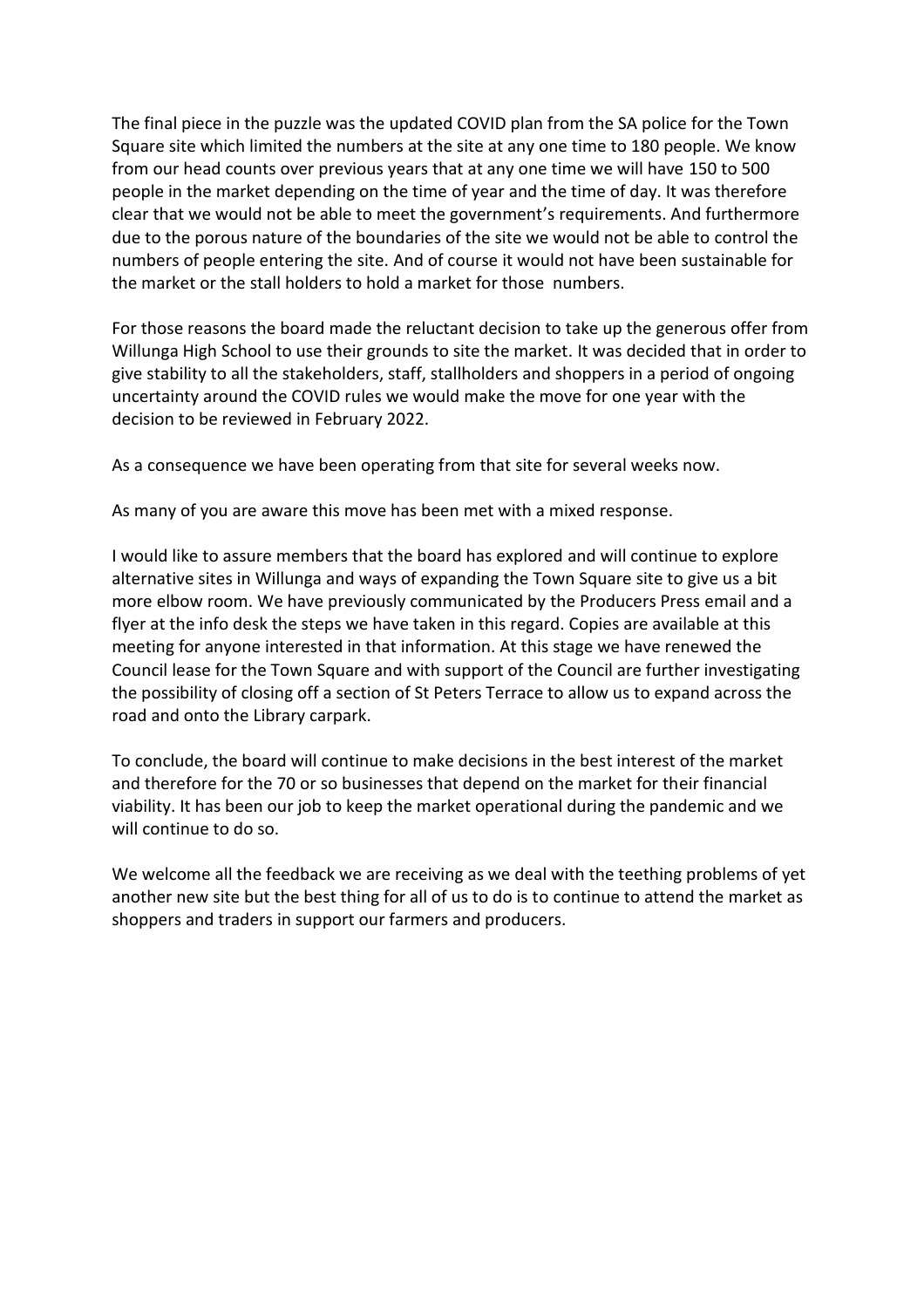The final piece in the puzzle was the updated COVID plan from the SA police for the Town Square site which limited the numbers at the site at any one time to 180 people. We know from our head counts over previous years that at any one time we will have 150 to 500 people in the market depending on the time of year and the time of day. It was therefore clear that we would not be able to meet the government's requirements. And furthermore due to the porous nature of the boundaries of the site we would not be able to control the numbers of people entering the site. And of course it would not have been sustainable for the market or the stall holders to hold a market for those numbers.

For those reasons the board made the reluctant decision to take up the generous offer from Willunga High School to use their grounds to site the market. It was decided that in order to give stability to all the stakeholders, staff, stallholders and shoppers in a period of ongoing uncertainty around the COVID rules we would make the move for one year with the decision to be reviewed in February 2022.

As a consequence we have been operating from that site for several weeks now.

As many of you are aware this move has been met with a mixed response.

I would like to assure members that the board has explored and will continue to explore alternative sites in Willunga and ways of expanding the Town Square site to give us a bit more elbow room. We have previously communicated by the Producers Press email and a flyer at the info desk the steps we have taken in this regard. Copies are available at this meeting for anyone interested in that information. At this stage we have renewed the Council lease for the Town Square and with support of the Council are further investigating the possibility of closing off a section of St Peters Terrace to allow us to expand across the road and onto the Library carpark.

To conclude, the board will continue to make decisions in the best interest of the market and therefore for the 70 or so businesses that depend on the market for their financial viability. It has been our job to keep the market operational during the pandemic and we will continue to do so.

We welcome all the feedback we are receiving as we deal with the teething problems of yet another new site but the best thing for all of us to do is to continue to attend the market as shoppers and traders in support our farmers and producers.